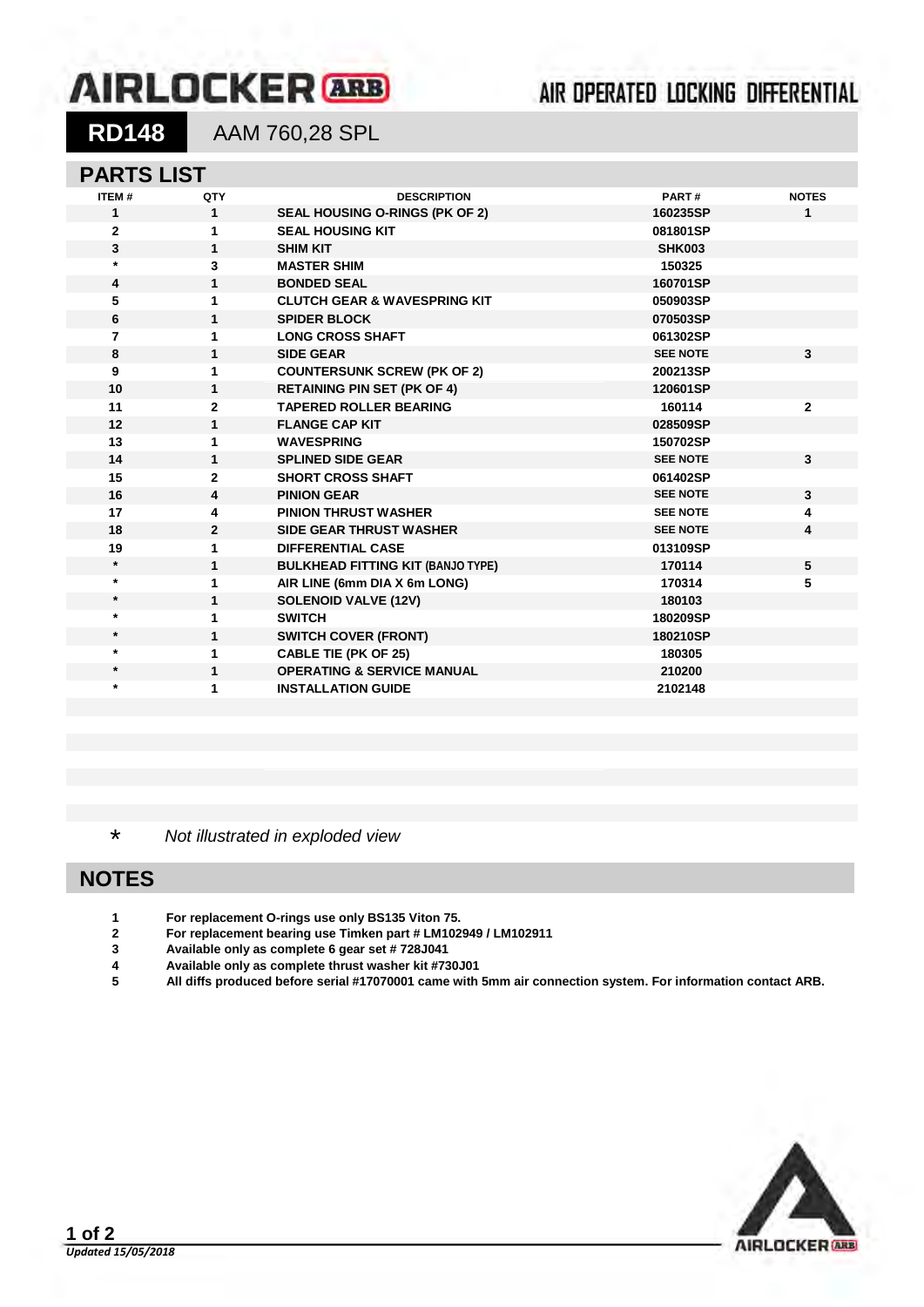# AIRLOCKER ARB

AIR OPERATED LOCKING DIFFERENTIAL

## RD148 AAM 760,28 SPL

## PARTS LIST

| ITEM # | QTY | DESCRIPTION | PART # | NOTES |
|---|---|---|---|---|
| 1 | 1 | SEAL HOUSING O-RINGS (PK OF 2) | 160235SP | 1 |
| 2 | 1 | SEAL HOUSING KIT | 081801SP | |
| 3 | 1 | SHIM KIT | SHK003 | |
| * | 3 | MASTER SHIM | 150325 | |
| 4 | 1 | BONDED SEAL | 160701SP | |
| 5 | 1 | CLUTCH GEAR & WAVESPRING KIT | 050903SP | |
| 6 | 1 | SPIDER BLOCK | 070503SP | |
| 7 | 1 | LONG CROSS SHAFT | 061302SP | |
| 8 | 1 | SIDE GEAR | SEE NOTE | 3 |
| 9 | 1 | COUNTERSUNK SCREW (PK OF 2) | 200213SP | |
| 10 | 1 | RETAINING PIN SET (PK OF 4) | 120601SP | |
| 11 | 2 | TAPERED ROLLER BEARING | 160114 | 2 |
| 12 | 1 | FLANGE CAP KIT | 028509SP | |
| 13 | 1 | WAVESPRING | 150702SP | |
| 14 | 1 | SPLINED SIDE GEAR | SEE NOTE | 3 |
| 15 | 2 | SHORT CROSS SHAFT | 061402SP | |
| 16 | 4 | PINION GEAR | SEE NOTE | 3 |
| 17 | 4 | PINION THRUST WASHER | SEE NOTE | 4 |
| 18 | 2 | SIDE GEAR THRUST WASHER | SEE NOTE | 4 |
| 19 | 1 | DIFFERENTIAL CASE | 013109SP | |
| * | 1 | BULKHEAD FITTING KIT (BANJO TYPE) | 170114 | 5 |
| * | 1 | AIR LINE (6mm DIA X 6m LONG) | 170314 | 5 |
| * | 1 | SOLENOID VALVE (12V) | 180103 | |
| * | 1 | SWITCH | 180209SP | |
| * | 1 | SWITCH COVER (FRONT) | 180210SP | |
| * | 1 | CABLE TIE (PK OF 25) | 180305 | |
| * | 1 | OPERATING & SERVICE MANUAL | 210200 | |
| * | 1 | INSTALLATION GUIDE | 2102148 | |

\* *Not illustrated in exploded view*

## NOTES

1. For replacement O-rings use only BS135 Viton 75.
2. For replacement bearing use Timken part # LM102949 / LM102911
3. Available only as complete 6 gear set # 728J041
4. Available only as complete thrust washer kit #730J01
5. All diffs produced before serial #17070001 came with 5mm air connection system. For information contact ARB.

*Updated 15/05/2018*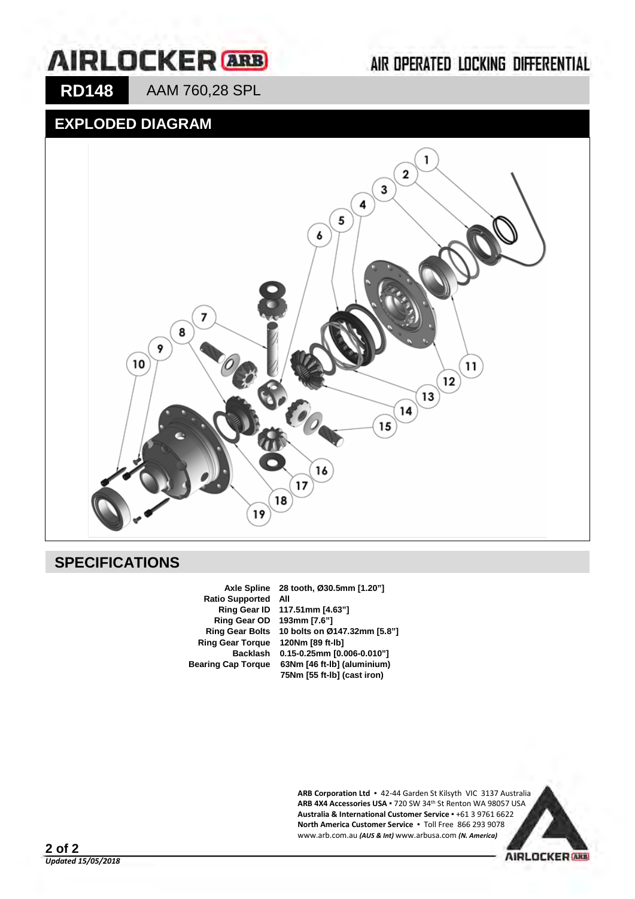# AIRLOCKER ARB

AIR OPERATED LOCKING DIFFERENTIAL

**RD148** AAM 760,28 SPL

## EXPLODED DIAGRAM

1
2
3
4
5
6
7
8
9
10
11
12
13
14
15
16
17
18
19

## SPECIFICATIONS

| | |
|---|---|
| **Axle Spline** | **28 tooth, Ø30.5mm [1.20"]** |
| **Ratio Supported** | **All** |
| **Ring Gear ID** | **117.51mm [4.63"]** |
| **Ring Gear OD** | **193mm [7.6"]** |
| **Ring Gear Bolts** | **10 bolts on Ø147.32mm [5.8"]** |
| **Ring Gear Torque** | **120Nm [89 ft-lb]** |
| **Backlash** | **0.15-0.25mm [0.006-0.010"]** |
| **Bearing Cap Torque** | **63Nm [46 ft-lb] (aluminium)**<br>**75Nm [55 ft-lb] (cast iron)** |

**ARB Corporation Ltd** ▪ 42-44 Garden St Kilsyth VIC 3137 Australia
**ARB 4X4 Accessories USA** ▪ 720 SW 34th St Renton WA 98057 USA
**Australia & International Customer Service** ▪ +61 3 9761 6622
**North America Customer Service** ▪ Toll Free 866 293 9078
www.arb.com.au ***(AUS & Int)*** www.arbusa.com ***(N. America)***

***Updated 15/05/2018***